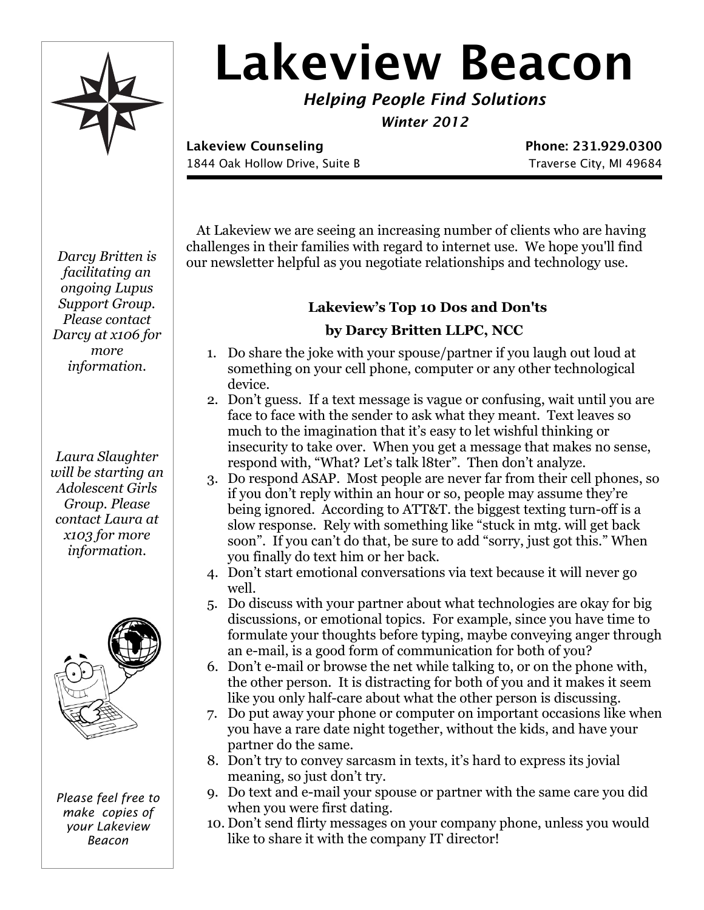# Lakeview Beacon

***Helping People Find Solutions***

***Winter 2012***

**Lakeview Counseling** **Phone: 231.929.0300**

1844 Oak Hollow Drive, Suite B Traverse City, MI 49684

At Lakeview we are seeing an increasing number of clients who are having challenges in their families with regard to internet use. We hope you'll find our newsletter helpful as you negotiate relationships and technology use.

### Lakeview's Top 10 Dos and Don'ts

**by Darcy Britten LLPC, NCC**

1. Do share the joke with your spouse/partner if you laugh out loud at something on your cell phone, computer or any other technological device.
2. Don't guess. If a text message is vague or confusing, wait until you are face to face with the sender to ask what they meant. Text leaves so much to the imagination that it's easy to let wishful thinking or insecurity to take over. When you get a message that makes no sense, respond with, "What? Let's talk l8ter". Then don't analyze.
3. Do respond ASAP. Most people are never far from their cell phones, so if you don't reply within an hour or so, people may assume they're being ignored. According to ATT&T. the biggest texting turn-off is a slow response. Rely with something like "stuck in mtg. will get back soon". If you can't do that, be sure to add "sorry, just got this." When you finally do text him or her back.
4. Don't start emotional conversations via text because it will never go well.
5. Do discuss with your partner about what technologies are okay for big discussions, or emotional topics. For example, since you have time to formulate your thoughts before typing, maybe conveying anger through an e-mail, is a good form of communication for both of you?
6. Don't e-mail or browse the net while talking to, or on the phone with, the other person. It is distracting for both of you and it makes it seem like you only half-care about what the other person is discussing.
7. Do put away your phone or computer on important occasions like when you have a rare date night together, without the kids, and have your partner do the same.
8. Don't try to convey sarcasm in texts, it's hard to express its jovial meaning, so just don't try.
9. Do text and e-mail your spouse or partner with the same care you did when you were first dating.
10. Don't send flirty messages on your company phone, unless you would like to share it with the company IT director!

*Darcy Britten is facilitating an ongoing Lupus Support Group. Please contact Darcy at x106 for more information.*

*Laura Slaughter will be starting an Adolescent Girls Group. Please contact Laura at x103 for more information.*

*Please feel free to make copies of your Lakeview Beacon*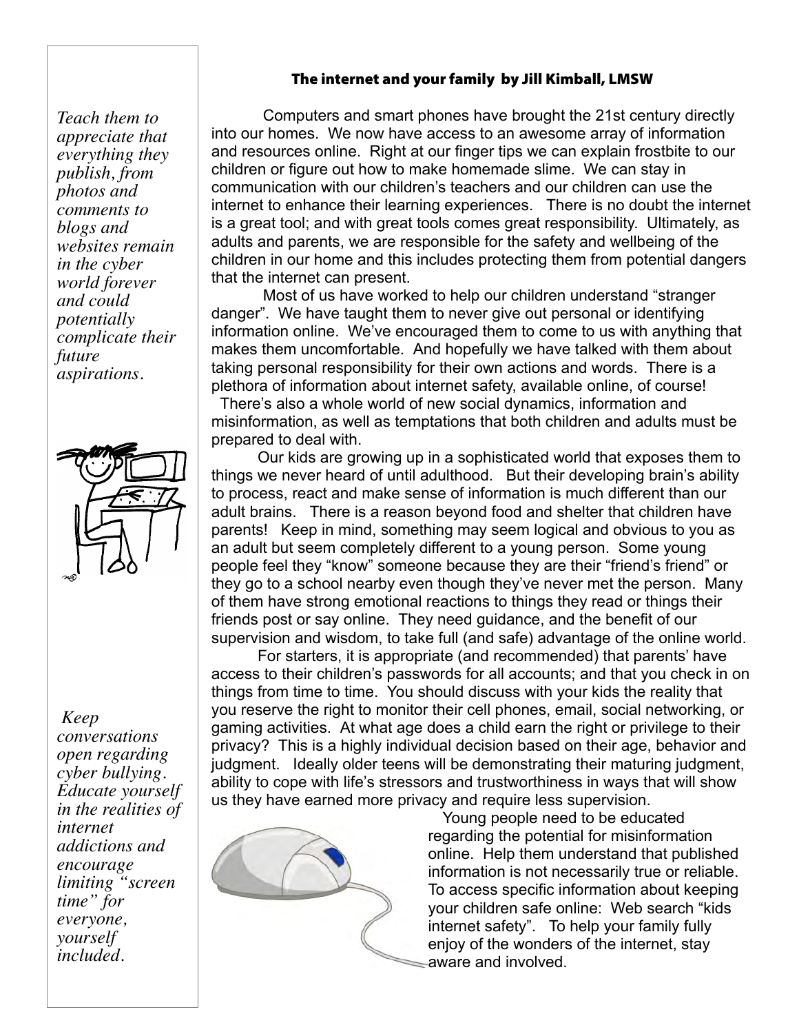## The internet and your family by Jill Kimball, LMSW

*Teach them to appreciate that everything they publish, from photos and comments to blogs and websites remain in the cyber world forever and could potentially complicate their future aspirations.*

*Keep conversations open regarding cyber bullying. Educate yourself in the realities of internet addictions and encourage limiting "screen time" for everyone, yourself included.*

Computers and smart phones have brought the 21st century directly into our homes. We now have access to an awesome array of information and resources online. Right at our finger tips we can explain frostbite to our children or figure out how to make homemade slime. We can stay in communication with our children's teachers and our children can use the internet to enhance their learning experiences. There is no doubt the internet is a great tool; and with great tools comes great responsibility. Ultimately, as adults and parents, we are responsible for the safety and wellbeing of the children in our home and this includes protecting them from potential dangers that the internet can present.

Most of us have worked to help our children understand "stranger danger". We have taught them to never give out personal or identifying information online. We've encouraged them to come to us with anything that makes them uncomfortable. And hopefully we have talked with them about taking personal responsibility for their own actions and words. There is a plethora of information about internet safety, available online, of course! There's also a whole world of new social dynamics, information and misinformation, as well as temptations that both children and adults must be prepared to deal with.

Our kids are growing up in a sophisticated world that exposes them to things we never heard of until adulthood. But their developing brain's ability to process, react and make sense of information is much different than our adult brains. There is a reason beyond food and shelter that children have parents! Keep in mind, something may seem logical and obvious to you as an adult but seem completely different to a young person. Some young people feel they "know" someone because they are their "friend's friend" or they go to a school nearby even though they've never met the person. Many of them have strong emotional reactions to things they read or things their friends post or say online. They need guidance, and the benefit of our supervision and wisdom, to take full (and safe) advantage of the online world.

For starters, it is appropriate (and recommended) that parents' have access to their children's passwords for all accounts; and that you check in on things from time to time. You should discuss with your kids the reality that you reserve the right to monitor their cell phones, email, social networking, or gaming activities. At what age does a child earn the right or privilege to their privacy? This is a highly individual decision based on their age, behavior and judgment. Ideally older teens will be demonstrating their maturing judgment, ability to cope with life's stressors and trustworthiness in ways that will show us they have earned more privacy and require less supervision.

Young people need to be educated regarding the potential for misinformation online. Help them understand that published information is not necessarily true or reliable. To access specific information about keeping your children safe online: Web search "kids internet safety". To help your family fully enjoy of the wonders of the internet, stay aware and involved.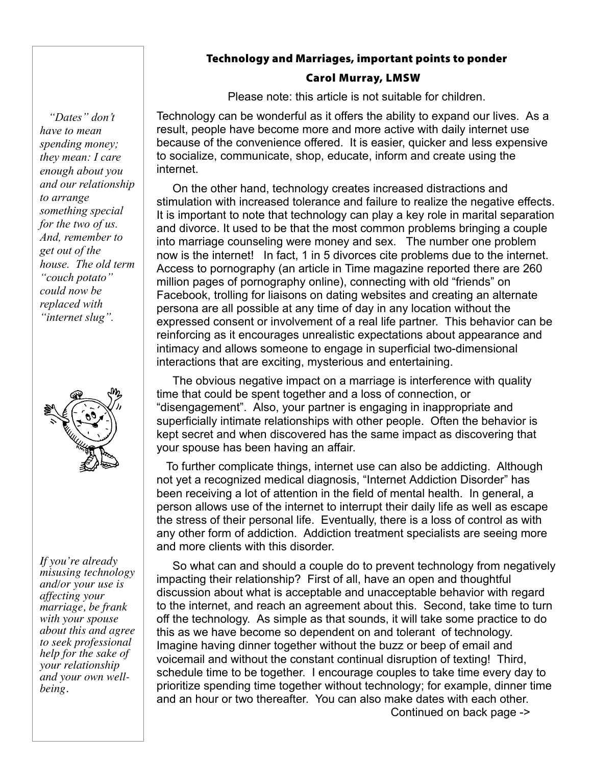## Technology and Marriages, important points to ponder

### Carol Murray, LMSW

Please note: this article is not suitable for children.

Technology can be wonderful as it offers the ability to expand our lives. As a result, people have become more and more active with daily internet use because of the convenience offered. It is easier, quicker and less expensive to socialize, communicate, shop, educate, inform and create using the internet.

On the other hand, technology creates increased distractions and stimulation with increased tolerance and failure to realize the negative effects. It is important to note that technology can play a key role in marital separation and divorce. It used to be that the most common problems bringing a couple into marriage counseling were money and sex. The number one problem now is the internet! In fact, 1 in 5 divorces cite problems due to the internet. Access to pornography (an article in Time magazine reported there are 260 million pages of pornography online), connecting with old "friends" on Facebook, trolling for liaisons on dating websites and creating an alternate persona are all possible at any time of day in any location without the expressed consent or involvement of a real life partner. This behavior can be reinforcing as it encourages unrealistic expectations about appearance and intimacy and allows someone to engage in superficial two-dimensional interactions that are exciting, mysterious and entertaining.

The obvious negative impact on a marriage is interference with quality time that could be spent together and a loss of connection, or "disengagement". Also, your partner is engaging in inappropriate and superficially intimate relationships with other people. Often the behavior is kept secret and when discovered has the same impact as discovering that your spouse has been having an affair.

To further complicate things, internet use can also be addicting. Although not yet a recognized medical diagnosis, "Internet Addiction Disorder" has been receiving a lot of attention in the field of mental health. In general, a person allows use of the internet to interrupt their daily life as well as escape the stress of their personal life. Eventually, there is a loss of control as with any other form of addiction. Addiction treatment specialists are seeing more and more clients with this disorder.

So what can and should a couple do to prevent technology from negatively impacting their relationship? First of all, have an open and thoughtful discussion about what is acceptable and unacceptable behavior with regard to the internet, and reach an agreement about this. Second, take time to turn off the technology. As simple as that sounds, it will take some practice to do this as we have become so dependent on and tolerant of technology. Imagine having dinner together without the buzz or beep of email and voicemail and without the constant continual disruption of texting! Third, schedule time to be together. I encourage couples to take time every day to prioritize spending time together without technology; for example, dinner time and an hour or two thereafter. You can also make dates with each other.

Continued on back page ->

*"Dates" don't have to mean spending money; they mean: I care enough about you and our relationship to arrange something special for the two of us. And, remember to get out of the house. The old term "couch potato" could now be replaced with "internet slug".*

*If you're already misusing technology and/or your use is affecting your marriage, be frank with your spouse about this and agree to seek professional help for the sake of your relationship and your own well-being.*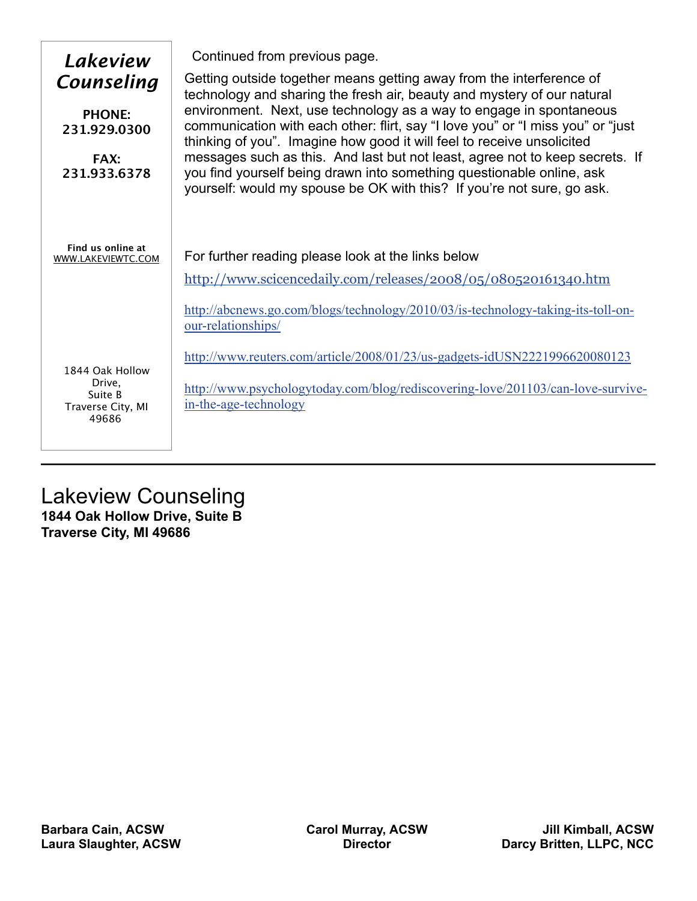## *Lakeview Counseling*

**PHONE:**
**231.929.0300**

**FAX:**
**231.933.6378**

**Find us online at**
WWW.LAKEVIEWTC.COM

1844 Oak Hollow Drive,
Suite B
Traverse City, MI 49686

Continued from previous page.

Getting outside together means getting away from the interference of technology and sharing the fresh air, beauty and mystery of our natural environment. Next, use technology as a way to engage in spontaneous communication with each other: flirt, say “I love you” or “I miss you” or “just thinking of you”. Imagine how good it will feel to receive unsolicited messages such as this. And last but not least, agree not to keep secrets. If you find yourself being drawn into something questionable online, ask yourself: would my spouse be OK with this? If you’re not sure, go ask.

For further reading please look at the links below

http://www.scicencedaily.com/releases/2008/05/080520161340.htm

http://abcnews.go.com/blogs/technology/2010/03/is-technology-taking-its-toll-on-our-relationships/

http://www.reuters.com/article/2008/01/23/us-gadgets-idUSN2221996620080123

http://www.psychologytoday.com/blog/rediscovering-love/201103/can-love-survive-in-the-age-technology

---

# Lakeview Counseling

**1844 Oak Hollow Drive, Suite B**
**Traverse City, MI 49686**

**Barbara Cain, ACSW**
**Laura Slaughter, ACSW**

**Carol Murray, ACSW**
**Director**

**Jill Kimball, ACSW**
**Darcy Britten, LLPC, NCC**